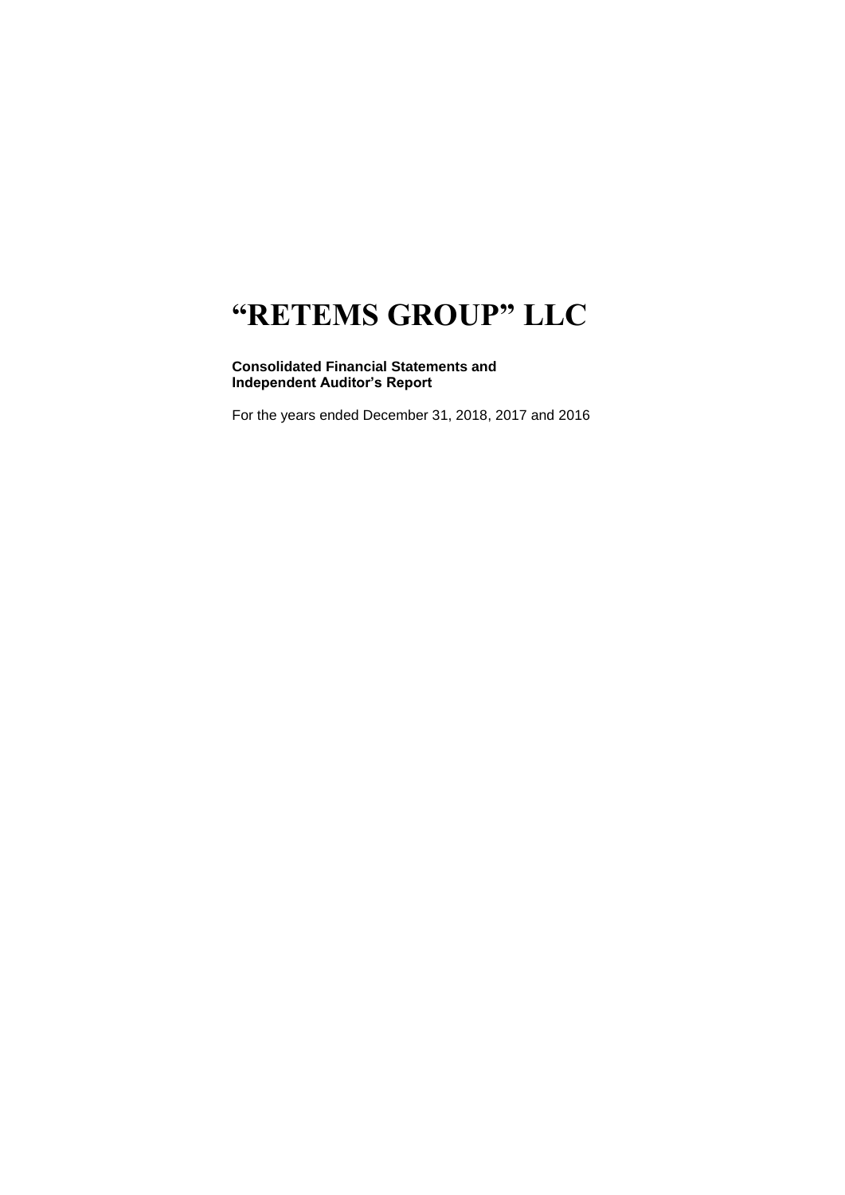# "RETEMS GROUP" LLC

**Consolidated Financial Statements and Independent Auditor's Report**

For the years ended December 31, 2018, 2017 and 2016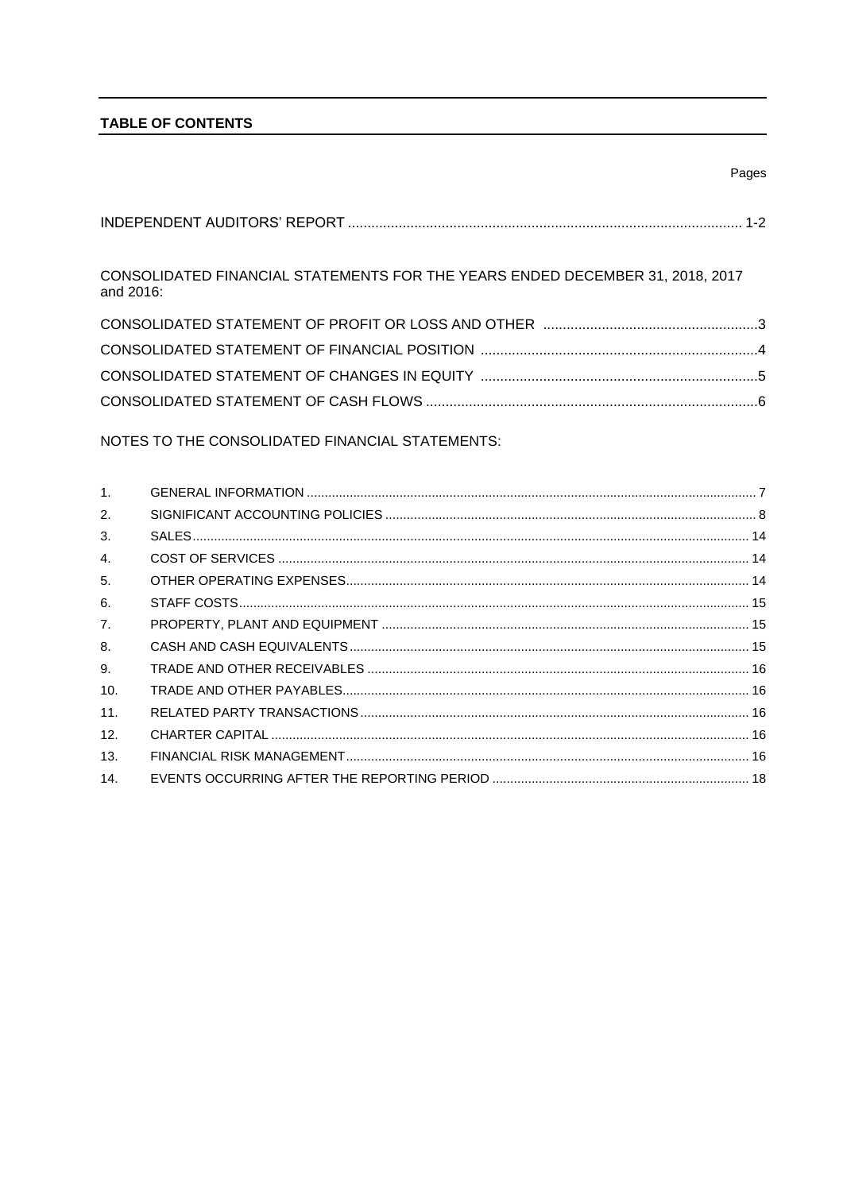## TABLE OF CONTENTS

| | Pages |
|---|---|
| INDEPENDENT AUDITORS' REPORT | 1-2 |
| CONSOLIDATED FINANCIAL STATEMENTS FOR THE YEARS ENDED DECEMBER 31, 2018, 2017 and 2016: | |
| CONSOLIDATED STATEMENT OF PROFIT OR LOSS AND OTHER | 3 |
| CONSOLIDATED STATEMENT OF FINANCIAL POSITION | 4 |
| CONSOLIDATED STATEMENT OF CHANGES IN EQUITY | 5 |
| CONSOLIDATED STATEMENT OF CASH FLOWS | 6 |

NOTES TO THE CONSOLIDATED FINANCIAL STATEMENTS:

| | | |
|---|---|---|
| 1. | GENERAL INFORMATION | 7 |
| 2. | SIGNIFICANT ACCOUNTING POLICIES | 8 |
| 3. | SALES | 14 |
| 4. | COST OF SERVICES | 14 |
| 5. | OTHER OPERATING EXPENSES | 14 |
| 6. | STAFF COSTS | 15 |
| 7. | PROPERTY, PLANT AND EQUIPMENT | 15 |
| 8. | CASH AND CASH EQUIVALENTS | 15 |
| 9. | TRADE AND OTHER RECEIVABLES | 16 |
| 10. | TRADE AND OTHER PAYABLES | 16 |
| 11. | RELATED PARTY TRANSACTIONS | 16 |
| 12. | CHARTER CAPITAL | 16 |
| 13. | FINANCIAL RISK MANAGEMENT | 16 |
| 14. | EVENTS OCCURRING AFTER THE REPORTING PERIOD | 18 |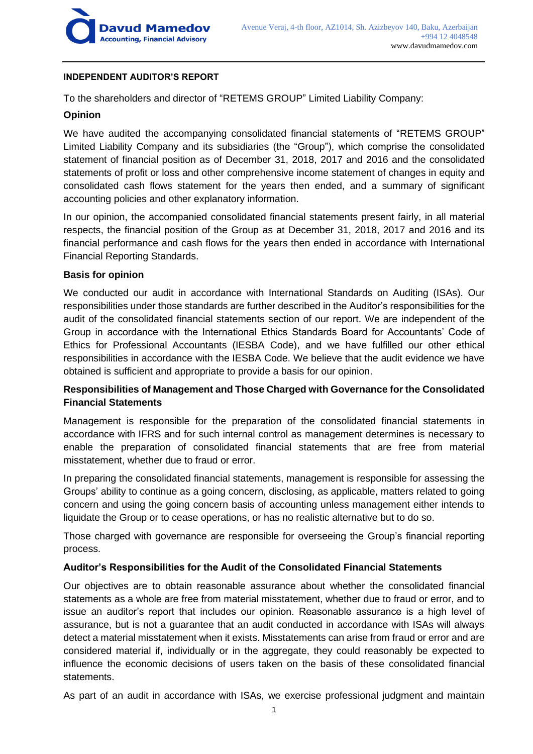## INDEPENDENT AUDITOR'S REPORT

To the shareholders and director of "RETEMS GROUP" Limited Liability Company:

### Opinion

We have audited the accompanying consolidated financial statements of "RETEMS GROUP" Limited Liability Company and its subsidiaries (the "Group"), which comprise the consolidated statement of financial position as of December 31, 2018, 2017 and 2016 and the consolidated statements of profit or loss and other comprehensive income statement of changes in equity and consolidated cash flows statement for the years then ended, and a summary of significant accounting policies and other explanatory information.

In our opinion, the accompanied consolidated financial statements present fairly, in all material respects, the financial position of the Group as at December 31, 2018, 2017 and 2016 and its financial performance and cash flows for the years then ended in accordance with International Financial Reporting Standards.

### Basis for opinion

We conducted our audit in accordance with International Standards on Auditing (ISAs). Our responsibilities under those standards are further described in the Auditor's responsibilities for the audit of the consolidated financial statements section of our report. We are independent of the Group in accordance with the International Ethics Standards Board for Accountants' Code of Ethics for Professional Accountants (IESBA Code), and we have fulfilled our other ethical responsibilities in accordance with the IESBA Code. We believe that the audit evidence we have obtained is sufficient and appropriate to provide a basis for our opinion.

### Responsibilities of Management and Those Charged with Governance for the Consolidated Financial Statements

Management is responsible for the preparation of the consolidated financial statements in accordance with IFRS and for such internal control as management determines is necessary to enable the preparation of consolidated financial statements that are free from material misstatement, whether due to fraud or error.

In preparing the consolidated financial statements, management is responsible for assessing the Groups' ability to continue as a going concern, disclosing, as applicable, matters related to going concern and using the going concern basis of accounting unless management either intends to liquidate the Group or to cease operations, or has no realistic alternative but to do so.

Those charged with governance are responsible for overseeing the Group's financial reporting process.

### Auditor's Responsibilities for the Audit of the Consolidated Financial Statements

Our objectives are to obtain reasonable assurance about whether the consolidated financial statements as a whole are free from material misstatement, whether due to fraud or error, and to issue an auditor's report that includes our opinion. Reasonable assurance is a high level of assurance, but is not a guarantee that an audit conducted in accordance with ISAs will always detect a material misstatement when it exists. Misstatements can arise from fraud or error and are considered material if, individually or in the aggregate, they could reasonably be expected to influence the economic decisions of users taken on the basis of these consolidated financial statements.

As part of an audit in accordance with ISAs, we exercise professional judgment and maintain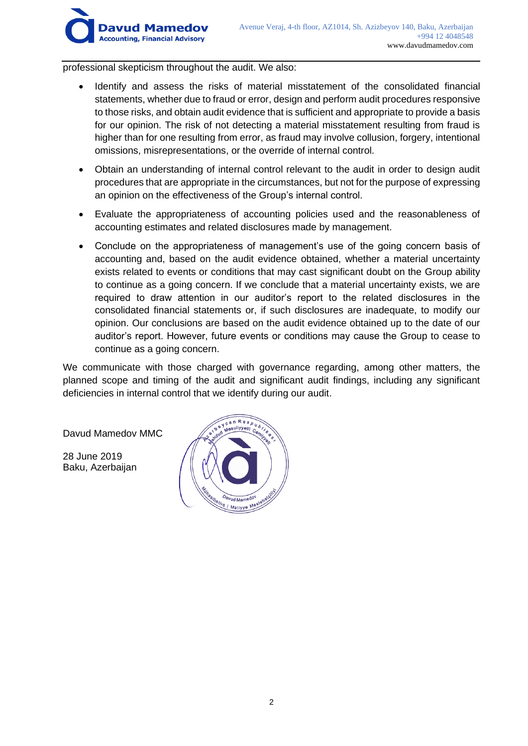professional skepticism throughout the audit. We also:

- Identify and assess the risks of material misstatement of the consolidated financial statements, whether due to fraud or error, design and perform audit procedures responsive to those risks, and obtain audit evidence that is sufficient and appropriate to provide a basis for our opinion. The risk of not detecting a material misstatement resulting from fraud is higher than for one resulting from error, as fraud may involve collusion, forgery, intentional omissions, misrepresentations, or the override of internal control.
- Obtain an understanding of internal control relevant to the audit in order to design audit procedures that are appropriate in the circumstances, but not for the purpose of expressing an opinion on the effectiveness of the Group's internal control.
- Evaluate the appropriateness of accounting policies used and the reasonableness of accounting estimates and related disclosures made by management.
- Conclude on the appropriateness of management's use of the going concern basis of accounting and, based on the audit evidence obtained, whether a material uncertainty exists related to events or conditions that may cast significant doubt on the Group ability to continue as a going concern. If we conclude that a material uncertainty exists, we are required to draw attention in our auditor's report to the related disclosures in the consolidated financial statements or, if such disclosures are inadequate, to modify our opinion. Our conclusions are based on the audit evidence obtained up to the date of our auditor's report. However, future events or conditions may cause the Group to cease to continue as a going concern.

We communicate with those charged with governance regarding, among other matters, the planned scope and timing of the audit and significant audit findings, including any significant deficiencies in internal control that we identify during our audit.

Davud Mamedov MMC

28 June 2019
Baku, Azerbaijan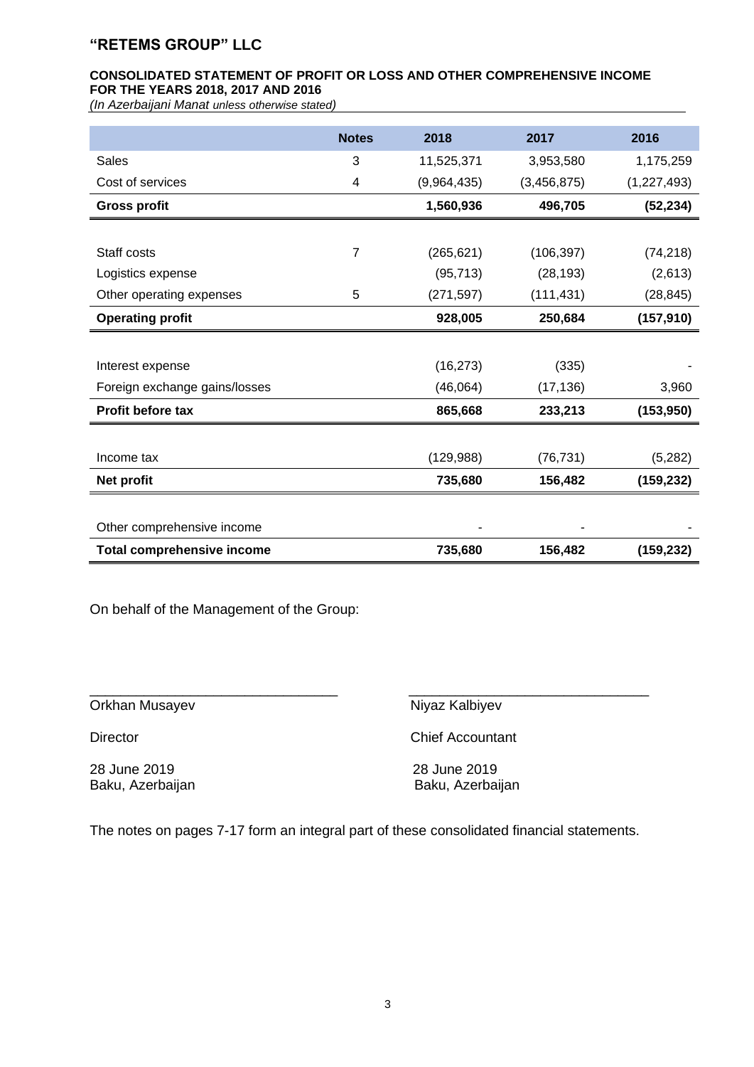# "RETEMS GROUP" LLC

**CONSOLIDATED STATEMENT OF PROFIT OR LOSS AND OTHER COMPREHENSIVE INCOME FOR THE YEARS 2018, 2017 AND 2016**

*(In Azerbaijani Manat unless otherwise stated)*

| | Notes | 2018 | 2017 | 2016 |
|---|---|---|---|---|
| Sales | 3 | 11,525,371 | 3,953,580 | 1,175,259 |
| Cost of services | 4 | (9,964,435) | (3,456,875) | (1,227,493) |
| **Gross profit** | | **1,560,936** | **496,705** | **(52,234)** |
| | | | | |
| Staff costs | 7 | (265,621) | (106,397) | (74,218) |
| Logistics expense | | (95,713) | (28,193) | (2,613) |
| Other operating expenses | 5 | (271,597) | (111,431) | (28,845) |
| **Operating profit** | | **928,005** | **250,684** | **(157,910)** |
| | | | | |
| Interest expense | | (16,273) | (335) | - |
| Foreign exchange gains/losses | | (46,064) | (17,136) | 3,960 |
| **Profit before tax** | | **865,668** | **233,213** | **(153,950)** |
| | | | | |
| Income tax | | (129,988) | (76,731) | (5,282) |
| **Net profit** | | **735,680** | **156,482** | **(159,232)** |
| | | | | |
| Other comprehensive income | | - | - | - |
| **Total comprehensive income** | | **735,680** | **156,482** | **(159,232)** |

On behalf of the Management of the Group:

| | |
|---|---|
| \_\_\_\_\_\_\_\_\_\_\_\_\_\_\_\_\_\_\_\_\_\_\_\_\_\_\_\_\_\_ | \_\_\_\_\_\_\_\_\_\_\_\_\_\_\_\_\_\_\_\_\_\_\_\_\_\_\_\_\_\_ |
| Orkhan Musayev | Niyaz Kalbiyev |
| Director | Chief Accountant |
| 28 June 2019<br>Baku, Azerbaijan | 28 June 2019<br>Baku, Azerbaijan |

The notes on pages 7-17 form an integral part of these consolidated financial statements.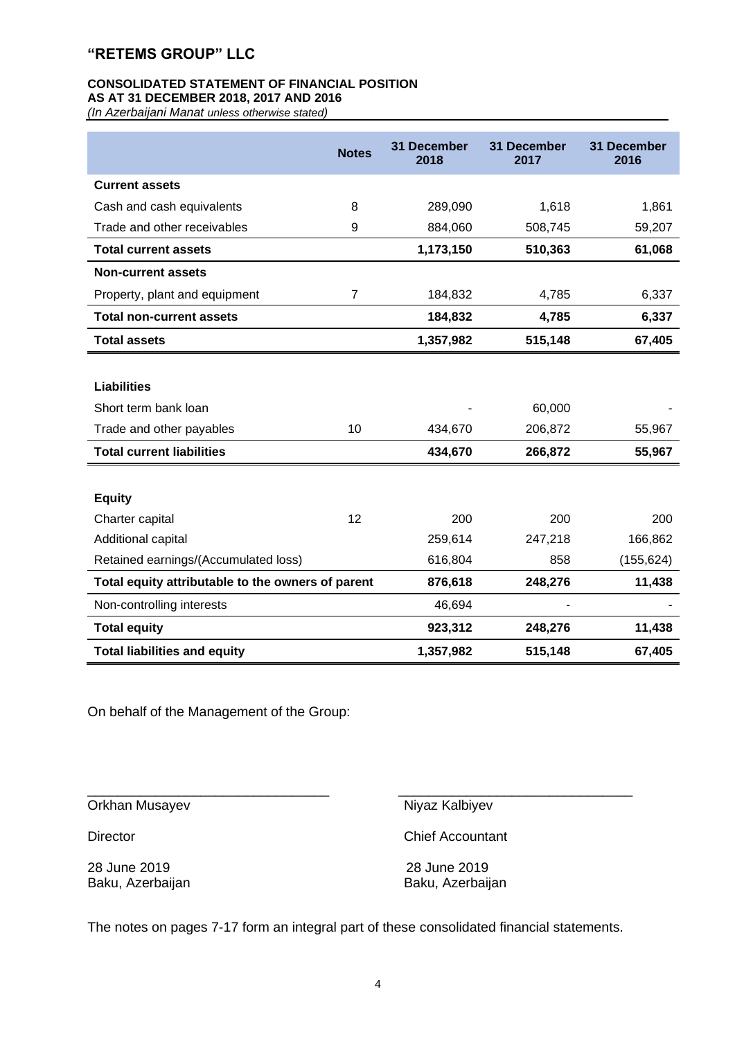# "RETEMS GROUP" LLC

**CONSOLIDATED STATEMENT OF FINANCIAL POSITION**
**AS AT 31 DECEMBER 2018, 2017 AND 2016**
*(In Azerbaijani Manat unless otherwise stated)*

| | Notes | 31 December 2018 | 31 December 2017 | 31 December 2016 |
|---|---|---|---|---|
| **Current assets** | | | | |
| Cash and cash equivalents | 8 | 289,090 | 1,618 | 1,861 |
| Trade and other receivables | 9 | 884,060 | 508,745 | 59,207 |
| **Total current assets** | | **1,173,150** | **510,363** | **61,068** |
| **Non-current assets** | | | | |
| Property, plant and equipment | 7 | 184,832 | 4,785 | 6,337 |
| **Total non-current assets** | | **184,832** | **4,785** | **6,337** |
| **Total assets** | | **1,357,982** | **515,148** | **67,405** |
| | | | | |
| **Liabilities** | | | | |
| Short term bank loan | | - | 60,000 | - |
| Trade and other payables | 10 | 434,670 | 206,872 | 55,967 |
| **Total current liabilities** | | **434,670** | **266,872** | **55,967** |
| | | | | |
| **Equity** | | | | |
| Charter capital | 12 | 200 | 200 | 200 |
| Additional capital | | 259,614 | 247,218 | 166,862 |
| Retained earnings/(Accumulated loss) | | 616,804 | 858 | (155,624) |
| **Total equity attributable to the owners of parent** | | **876,618** | **248,276** | **11,438** |
| Non-controlling interests | | 46,694 | - | - |
| **Total equity** | | **923,312** | **248,276** | **11,438** |
| **Total liabilities and equity** | | **1,357,982** | **515,148** | **67,405** |

On behalf of the Management of the Group:

| | |
|---|---|
| _______________________________ | _______________________________ |
| Orkhan Musayev | Niyaz Kalbiyev |
| Director | Chief Accountant |
| 28 June 2019<br>Baku, Azerbaijan | 28 June 2019<br>Baku, Azerbaijan |

The notes on pages 7-17 form an integral part of these consolidated financial statements.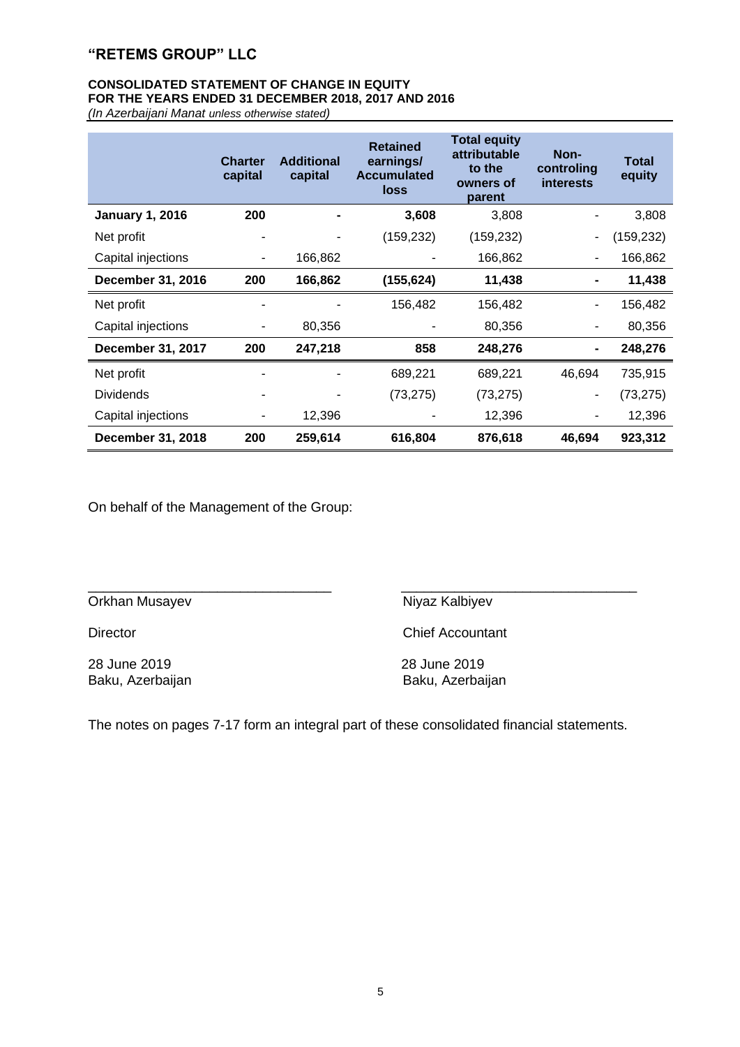# "RETEMS GROUP" LLC

**CONSOLIDATED STATEMENT OF CHANGE IN EQUITY**
**FOR THE YEARS ENDED 31 DECEMBER 2018, 2017 AND 2016**
*(In Azerbaijani Manat unless otherwise stated)*

| | Charter capital | Additional capital | Retained earnings/ Accumulated loss | Total equity attributable to the owners of parent | Non-controling interests | Total equity |
|---|---|---|---|---|---|---|
| **January 1, 2016** | **200** | **-** | **3,608** | 3,808 | - | 3,808 |
| Net profit | - | - | (159,232) | (159,232) | - | (159,232) |
| Capital injections | - | 166,862 | - | 166,862 | - | 166,862 |
| **December 31, 2016** | **200** | **166,862** | **(155,624)** | **11,438** | **-** | **11,438** |
| Net profit | - | - | 156,482 | 156,482 | - | 156,482 |
| Capital injections | - | 80,356 | - | 80,356 | - | 80,356 |
| **December 31, 2017** | **200** | **247,218** | **858** | **248,276** | **-** | **248,276** |
| Net profit | - | - | 689,221 | 689,221 | 46,694 | 735,915 |
| Dividends | - | - | (73,275) | (73,275) | - | (73,275) |
| Capital injections | - | 12,396 | - | 12,396 | - | 12,396 |
| **December 31, 2018** | **200** | **259,614** | **616,804** | **876,618** | **46,694** | **923,312** |

On behalf of the Management of the Group:

Orkhan Musayev
Director
28 June 2019
Baku, Azerbaijan

Niyaz Kalbiyev
Chief Accountant
28 June 2019
Baku, Azerbaijan

The notes on pages 7-17 form an integral part of these consolidated financial statements.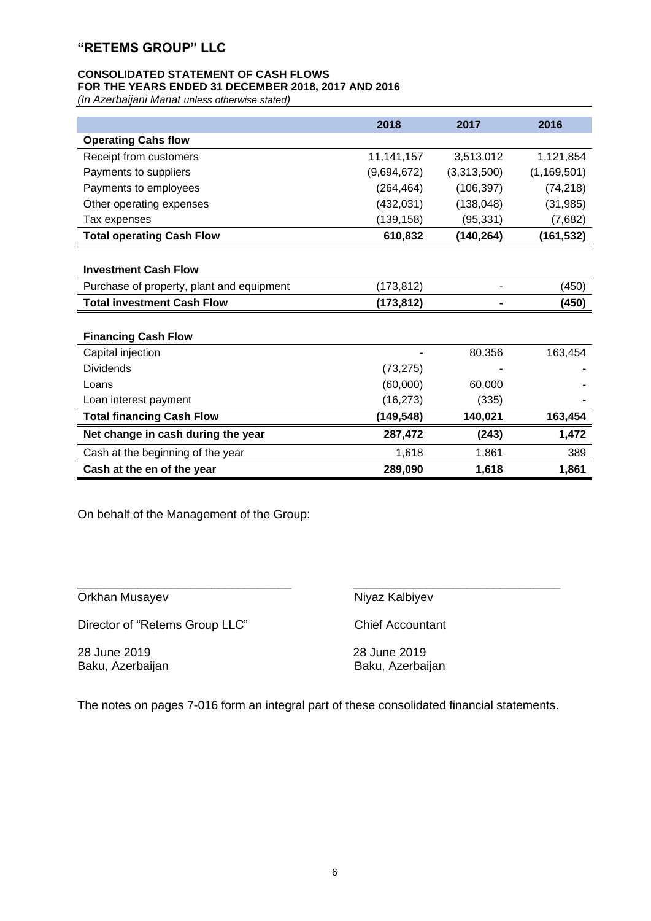# "RETEMS GROUP" LLC

**CONSOLIDATED STATEMENT OF CASH FLOWS**
**FOR THE YEARS ENDED 31 DECEMBER 2018, 2017 AND 2016**
*(In Azerbaijani Manat unless otherwise stated)*

| | 2018 | 2017 | 2016 |
|---|---|---|---|
| **Operating Cahs flow** | | | |
| Receipt from customers | 11,141,157 | 3,513,012 | 1,121,854 |
| Payments to suppliers | (9,694,672) | (3,313,500) | (1,169,501) |
| Payments to employees | (264,464) | (106,397) | (74,218) |
| Other operating expenses | (432,031) | (138,048) | (31,985) |
| Tax expenses | (139,158) | (95,331) | (7,682) |
| **Total operating Cash Flow** | **610,832** | **(140,264)** | **(161,532)** |
| | | | |
| **Investment Cash Flow** | | | |
| Purchase of property, plant and equipment | (173,812) | - | (450) |
| **Total investment Cash Flow** | **(173,812)** | **-** | **(450)** |
| | | | |
| **Financing Cash Flow** | | | |
| Capital injection | - | 80,356 | 163,454 |
| Dividends | (73,275) | - | - |
| Loans | (60,000) | 60,000 | - |
| Loan interest payment | (16,273) | (335) | - |
| **Total financing Cash Flow** | **(149,548)** | **140,021** | **163,454** |
| **Net change in cash during the year** | **287,472** | **(243)** | **1,472** |
| Cash at the beginning of the year | 1,618 | 1,861 | 389 |
| **Cash at the en of the year** | **289,090** | **1,618** | **1,861** |

On behalf of the Management of the Group:

| | |
|---|---|
| ______________________________ | ______________________________ |
| Orkhan Musayev | Niyaz Kalbiyev |
| Director of "Retems Group LLC" | Chief Accountant |
| 28 June 2019 | 28 June 2019 |
| Baku, Azerbaijan | Baku, Azerbaijan |

The notes on pages 7-016 form an integral part of these consolidated financial statements.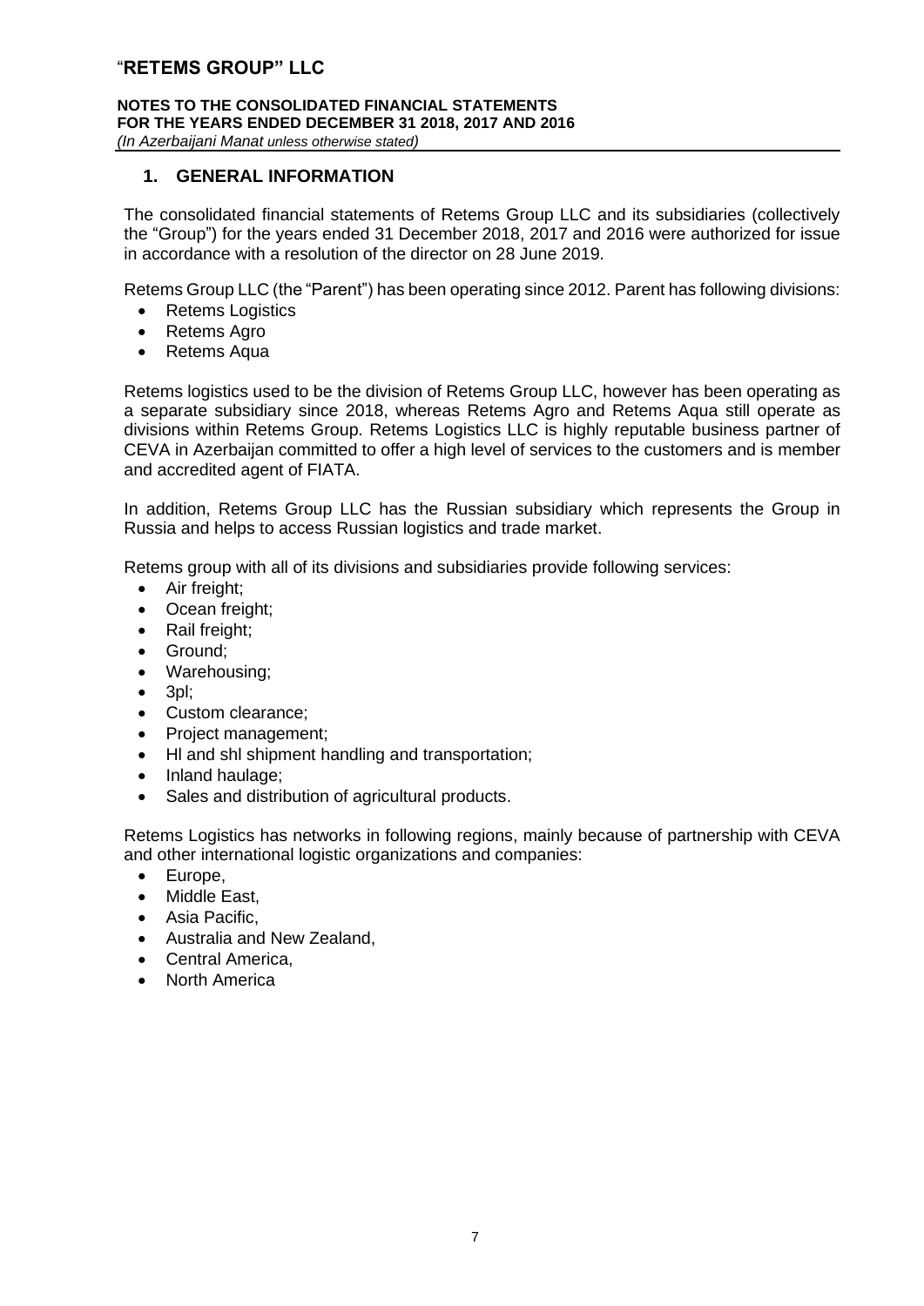## 1. GENERAL INFORMATION

The consolidated financial statements of Retems Group LLC and its subsidiaries (collectively the "Group") for the years ended 31 December 2018, 2017 and 2016 were authorized for issue in accordance with a resolution of the director on 28 June 2019.

Retems Group LLC (the "Parent") has been operating since 2012. Parent has following divisions:

- Retems Logistics
- Retems Agro
- Retems Aqua

Retems logistics used to be the division of Retems Group LLC, however has been operating as a separate subsidiary since 2018, whereas Retems Agro and Retems Aqua still operate as divisions within Retems Group. Retems Logistics LLC is highly reputable business partner of CEVA in Azerbaijan committed to offer a high level of services to the customers and is member and accredited agent of FIATA.

In addition, Retems Group LLC has the Russian subsidiary which represents the Group in Russia and helps to access Russian logistics and trade market.

Retems group with all of its divisions and subsidiaries provide following services:

- Air freight;
- Ocean freight;
- Rail freight;
- Ground;
- Warehousing;
- 3pl;
- Custom clearance;
- Project management;
- Hl and shl shipment handling and transportation;
- Inland haulage;
- Sales and distribution of agricultural products.

Retems Logistics has networks in following regions, mainly because of partnership with CEVA and other international logistic organizations and companies:

- Europe,
- Middle East,
- Asia Pacific,
- Australia and New Zealand,
- Central America,
- North America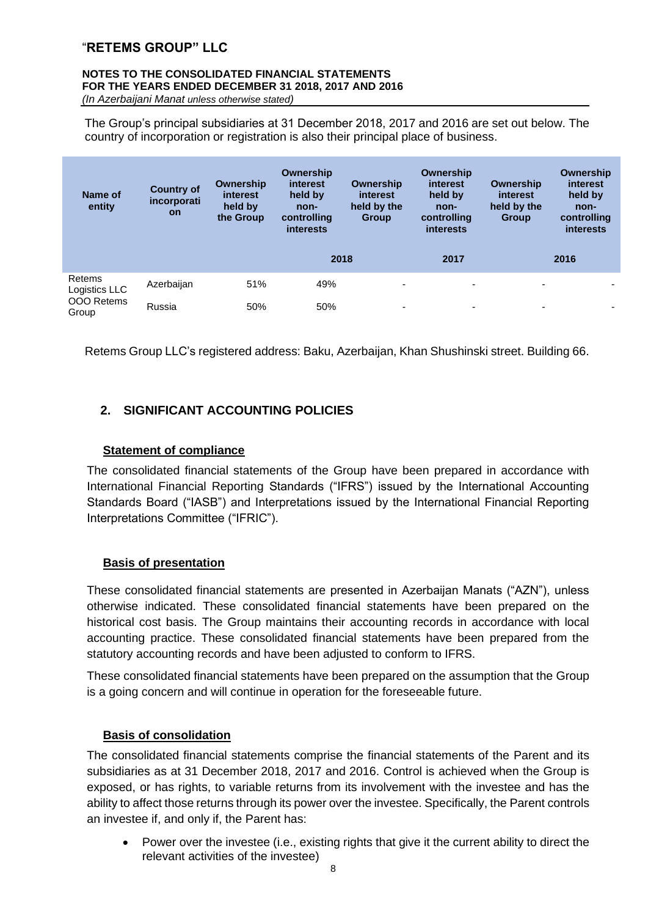The Group's principal subsidiaries at 31 December 2018, 2017 and 2016 are set out below. The country of incorporation or registration is also their principal place of business.

| Name of entity | Country of incorporation | Ownership interest held by the Group | Ownership interest held by non-controlling interests | Ownership interest held by the Group | Ownership interest held by non-controlling interests | Ownership interest held by the Group | Ownership interest held by non-controlling interests |
|---|---|---|---|---|---|---|---|
| | | 2018 | | 2017 | | 2016 | |
| Retems Logistics LLC | Azerbaijan | 51% | 49% | - | - | - | - |
| OOO Retems Group | Russia | 50% | 50% | - | - | - | - |

Retems Group LLC's registered address: Baku, Azerbaijan, Khan Shushinski street. Building 66.

## 2. SIGNIFICANT ACCOUNTING POLICIES

### Statement of compliance

The consolidated financial statements of the Group have been prepared in accordance with International Financial Reporting Standards ("IFRS") issued by the International Accounting Standards Board ("IASB") and Interpretations issued by the International Financial Reporting Interpretations Committee ("IFRIC").

### Basis of presentation

These consolidated financial statements are presented in Azerbaijan Manats ("AZN"), unless otherwise indicated. These consolidated financial statements have been prepared on the historical cost basis. The Group maintains their accounting records in accordance with local accounting practice. These consolidated financial statements have been prepared from the statutory accounting records and have been adjusted to conform to IFRS.

These consolidated financial statements have been prepared on the assumption that the Group is a going concern and will continue in operation for the foreseeable future.

### Basis of consolidation

The consolidated financial statements comprise the financial statements of the Parent and its subsidiaries as at 31 December 2018, 2017 and 2016. Control is achieved when the Group is exposed, or has rights, to variable returns from its involvement with the investee and has the ability to affect those returns through its power over the investee. Specifically, the Parent controls an investee if, and only if, the Parent has:

- Power over the investee (i.e., existing rights that give it the current ability to direct the relevant activities of the investee)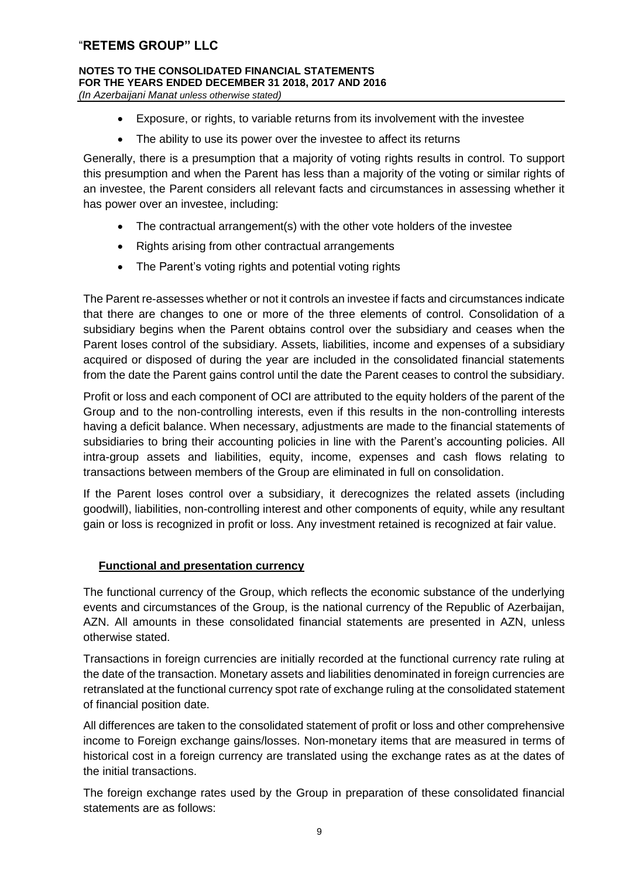- Exposure, or rights, to variable returns from its involvement with the investee
- The ability to use its power over the investee to affect its returns

Generally, there is a presumption that a majority of voting rights results in control. To support this presumption and when the Parent has less than a majority of the voting or similar rights of an investee, the Parent considers all relevant facts and circumstances in assessing whether it has power over an investee, including:

- The contractual arrangement(s) with the other vote holders of the investee
- Rights arising from other contractual arrangements
- The Parent's voting rights and potential voting rights

The Parent re-assesses whether or not it controls an investee if facts and circumstances indicate that there are changes to one or more of the three elements of control. Consolidation of a subsidiary begins when the Parent obtains control over the subsidiary and ceases when the Parent loses control of the subsidiary. Assets, liabilities, income and expenses of a subsidiary acquired or disposed of during the year are included in the consolidated financial statements from the date the Parent gains control until the date the Parent ceases to control the subsidiary.

Profit or loss and each component of OCI are attributed to the equity holders of the parent of the Group and to the non-controlling interests, even if this results in the non-controlling interests having a deficit balance. When necessary, adjustments are made to the financial statements of subsidiaries to bring their accounting policies in line with the Parent's accounting policies. All intra-group assets and liabilities, equity, income, expenses and cash flows relating to transactions between members of the Group are eliminated in full on consolidation.

If the Parent loses control over a subsidiary, it derecognizes the related assets (including goodwill), liabilities, non-controlling interest and other components of equity, while any resultant gain or loss is recognized in profit or loss. Any investment retained is recognized at fair value.

**Functional and presentation currency**

The functional currency of the Group, which reflects the economic substance of the underlying events and circumstances of the Group, is the national currency of the Republic of Azerbaijan, AZN. All amounts in these consolidated financial statements are presented in AZN, unless otherwise stated.

Transactions in foreign currencies are initially recorded at the functional currency rate ruling at the date of the transaction. Monetary assets and liabilities denominated in foreign currencies are retranslated at the functional currency spot rate of exchange ruling at the consolidated statement of financial position date.

All differences are taken to the consolidated statement of profit or loss and other comprehensive income to Foreign exchange gains/losses. Non-monetary items that are measured in terms of historical cost in a foreign currency are translated using the exchange rates as at the dates of the initial transactions.

The foreign exchange rates used by the Group in preparation of these consolidated financial statements are as follows: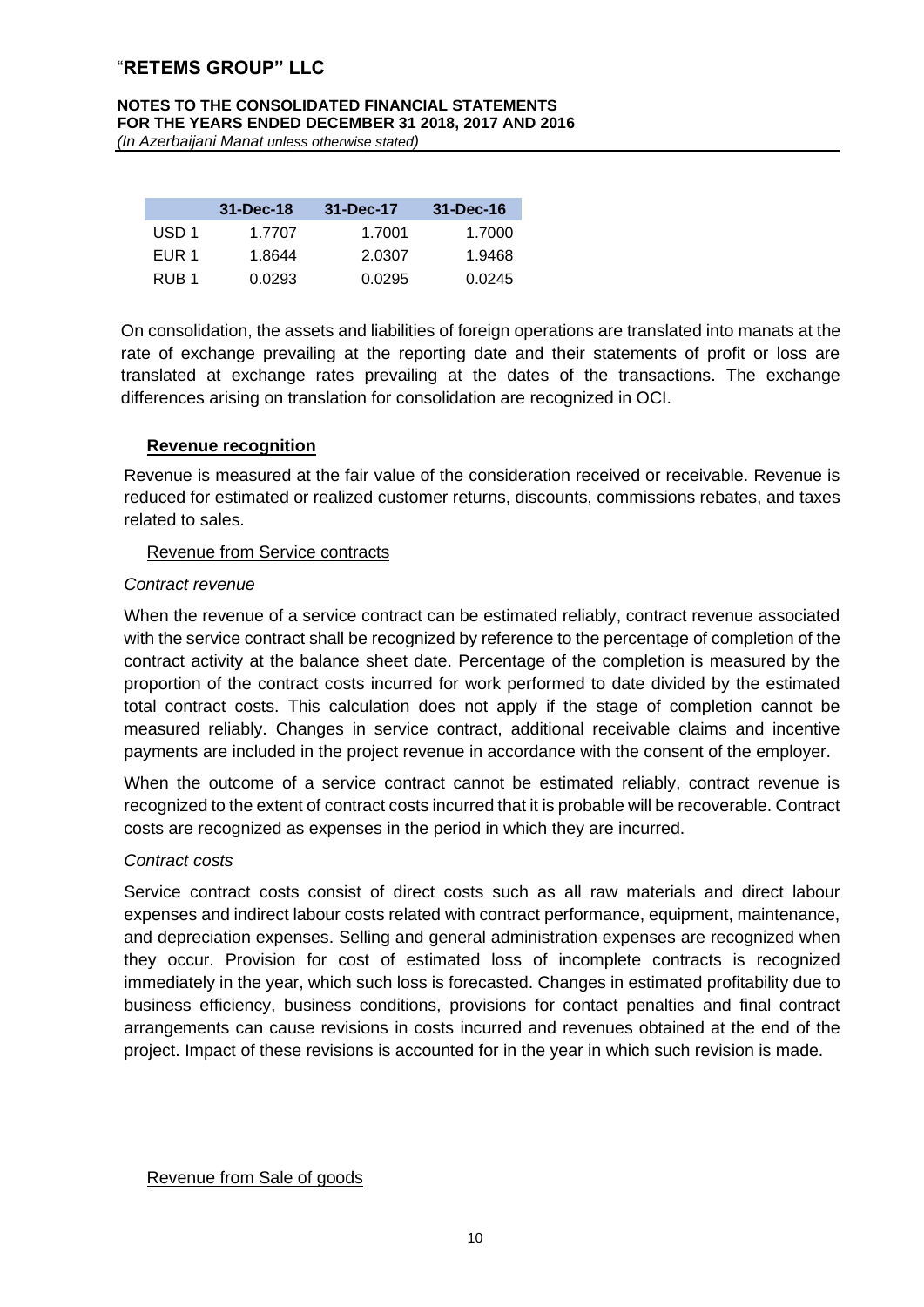|  | 31-Dec-18 | 31-Dec-17 | 31-Dec-16 |
|---|---|---|---|
| USD 1 | 1.7707 | 1.7001 | 1.7000 |
| EUR 1 | 1.8644 | 2.0307 | 1.9468 |
| RUB 1 | 0.0293 | 0.0295 | 0.0245 |

On consolidation, the assets and liabilities of foreign operations are translated into manats at the rate of exchange prevailing at the reporting date and their statements of profit or loss are translated at exchange rates prevailing at the dates of the transactions. The exchange differences arising on translation for consolidation are recognized in OCI.

### Revenue recognition

Revenue is measured at the fair value of the consideration received or receivable. Revenue is reduced for estimated or realized customer returns, discounts, commissions rebates, and taxes related to sales.

#### Revenue from Service contracts

*Contract revenue*

When the revenue of a service contract can be estimated reliably, contract revenue associated with the service contract shall be recognized by reference to the percentage of completion of the contract activity at the balance sheet date. Percentage of the completion is measured by the proportion of the contract costs incurred for work performed to date divided by the estimated total contract costs. This calculation does not apply if the stage of completion cannot be measured reliably. Changes in service contract, additional receivable claims and incentive payments are included in the project revenue in accordance with the consent of the employer.

When the outcome of a service contract cannot be estimated reliably, contract revenue is recognized to the extent of contract costs incurred that it is probable will be recoverable. Contract costs are recognized as expenses in the period in which they are incurred.

*Contract costs*

Service contract costs consist of direct costs such as all raw materials and direct labour expenses and indirect labour costs related with contract performance, equipment, maintenance, and depreciation expenses. Selling and general administration expenses are recognized when they occur. Provision for cost of estimated loss of incomplete contracts is recognized immediately in the year, which such loss is forecasted. Changes in estimated profitability due to business efficiency, business conditions, provisions for contact penalties and final contract arrangements can cause revisions in costs incurred and revenues obtained at the end of the project. Impact of these revisions is accounted for in the year in which such revision is made.

#### Revenue from Sale of goods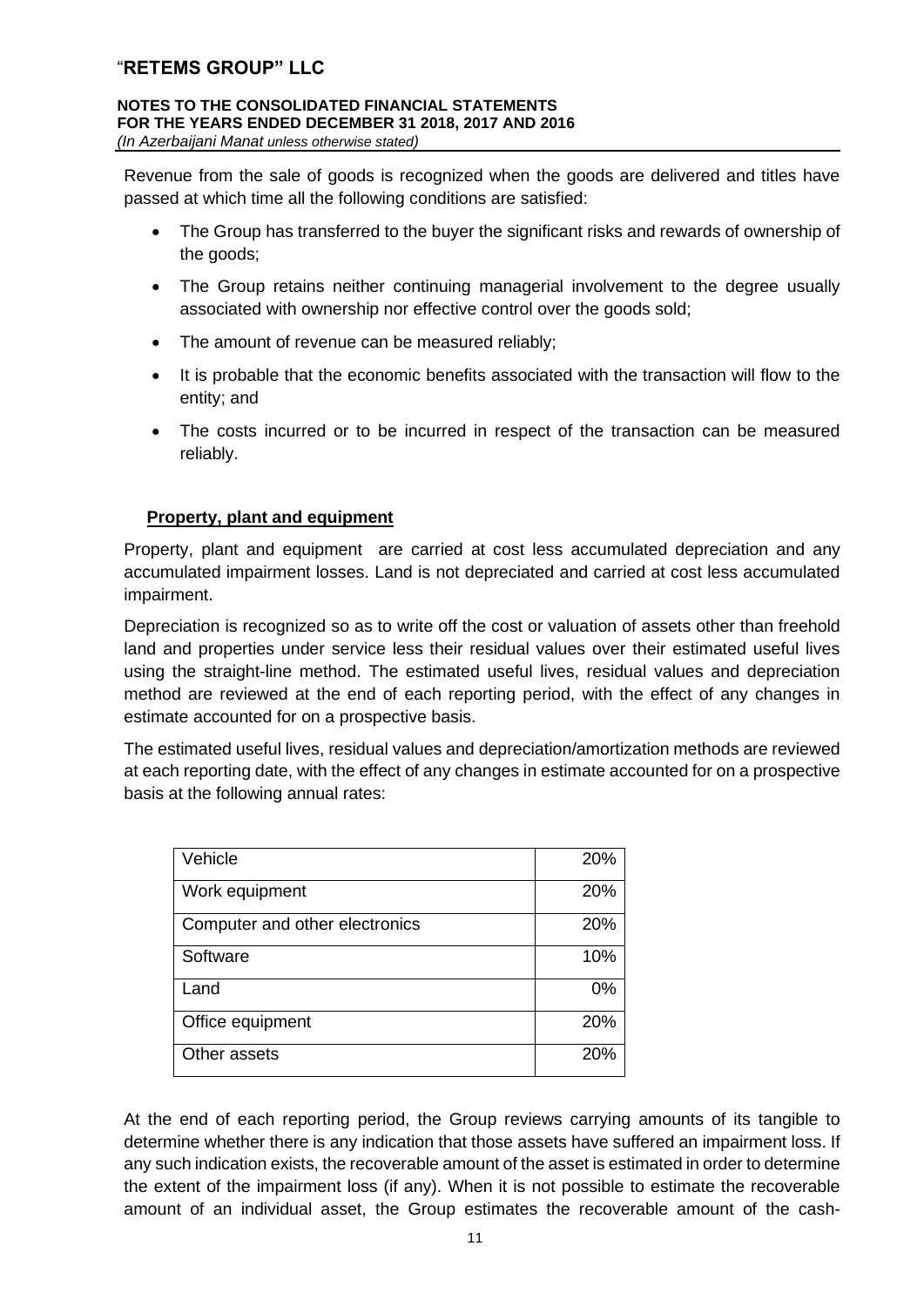Revenue from the sale of goods is recognized when the goods are delivered and titles have passed at which time all the following conditions are satisfied:

- The Group has transferred to the buyer the significant risks and rewards of ownership of the goods;
- The Group retains neither continuing managerial involvement to the degree usually associated with ownership nor effective control over the goods sold;
- The amount of revenue can be measured reliably;
- It is probable that the economic benefits associated with the transaction will flow to the entity; and
- The costs incurred or to be incurred in respect of the transaction can be measured reliably.

**Property, plant and equipment**

Property, plant and equipment are carried at cost less accumulated depreciation and any accumulated impairment losses. Land is not depreciated and carried at cost less accumulated impairment.

Depreciation is recognized so as to write off the cost or valuation of assets other than freehold land and properties under service less their residual values over their estimated useful lives using the straight-line method. The estimated useful lives, residual values and depreciation method are reviewed at the end of each reporting period, with the effect of any changes in estimate accounted for on a prospective basis.

The estimated useful lives, residual values and depreciation/amortization methods are reviewed at each reporting date, with the effect of any changes in estimate accounted for on a prospective basis at the following annual rates:

| | |
|---|---|
| Vehicle | 20% |
| Work equipment | 20% |
| Computer and other electronics | 20% |
| Software | 10% |
| Land | 0% |
| Office equipment | 20% |
| Other assets | 20% |

At the end of each reporting period, the Group reviews carrying amounts of its tangible to determine whether there is any indication that those assets have suffered an impairment loss. If any such indication exists, the recoverable amount of the asset is estimated in order to determine the extent of the impairment loss (if any). When it is not possible to estimate the recoverable amount of an individual asset, the Group estimates the recoverable amount of the cash-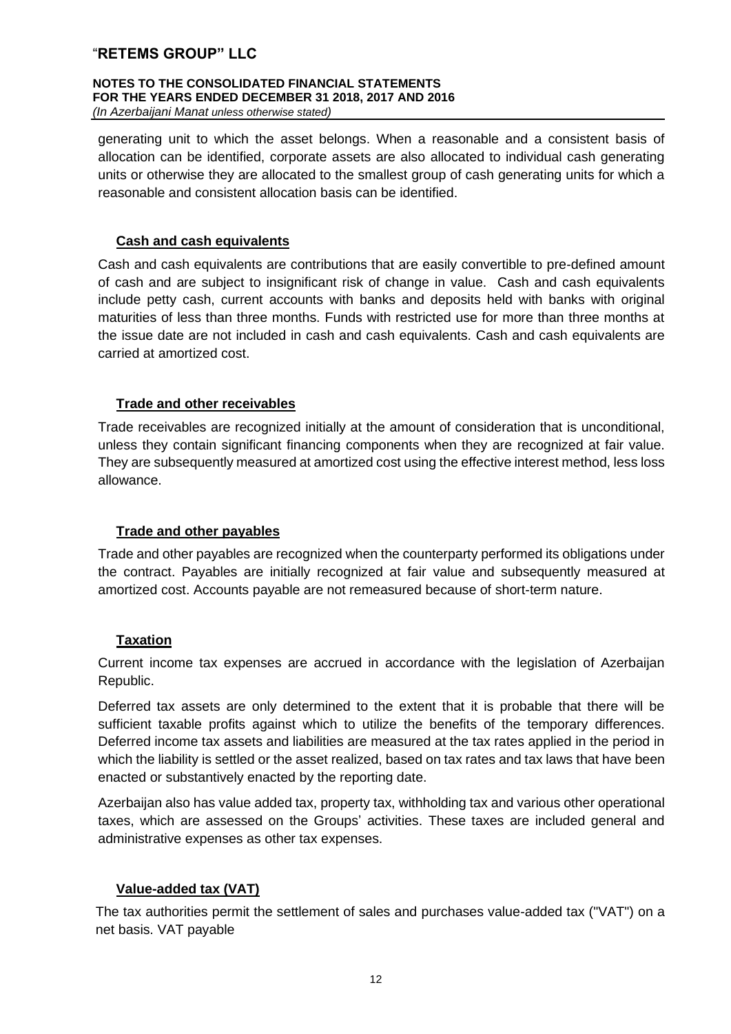generating unit to which the asset belongs. When a reasonable and a consistent basis of allocation can be identified, corporate assets are also allocated to individual cash generating units or otherwise they are allocated to the smallest group of cash generating units for which a reasonable and consistent allocation basis can be identified.

### Cash and cash equivalents

Cash and cash equivalents are contributions that are easily convertible to pre-defined amount of cash and are subject to insignificant risk of change in value. Cash and cash equivalents include petty cash, current accounts with banks and deposits held with banks with original maturities of less than three months. Funds with restricted use for more than three months at the issue date are not included in cash and cash equivalents. Cash and cash equivalents are carried at amortized cost.

### Trade and other receivables

Trade receivables are recognized initially at the amount of consideration that is unconditional, unless they contain significant financing components when they are recognized at fair value. They are subsequently measured at amortized cost using the effective interest method, less loss allowance.

### Trade and other payables

Trade and other payables are recognized when the counterparty performed its obligations under the contract. Payables are initially recognized at fair value and subsequently measured at amortized cost. Accounts payable are not remeasured because of short-term nature.

### Taxation

Current income tax expenses are accrued in accordance with the legislation of Azerbaijan Republic.

Deferred tax assets are only determined to the extent that it is probable that there will be sufficient taxable profits against which to utilize the benefits of the temporary differences. Deferred income tax assets and liabilities are measured at the tax rates applied in the period in which the liability is settled or the asset realized, based on tax rates and tax laws that have been enacted or substantively enacted by the reporting date.

Azerbaijan also has value added tax, property tax, withholding tax and various other operational taxes, which are assessed on the Groups' activities. These taxes are included general and administrative expenses as other tax expenses.

### Value-added tax (VAT)

The tax authorities permit the settlement of sales and purchases value-added tax ("VAT") on a net basis. VAT payable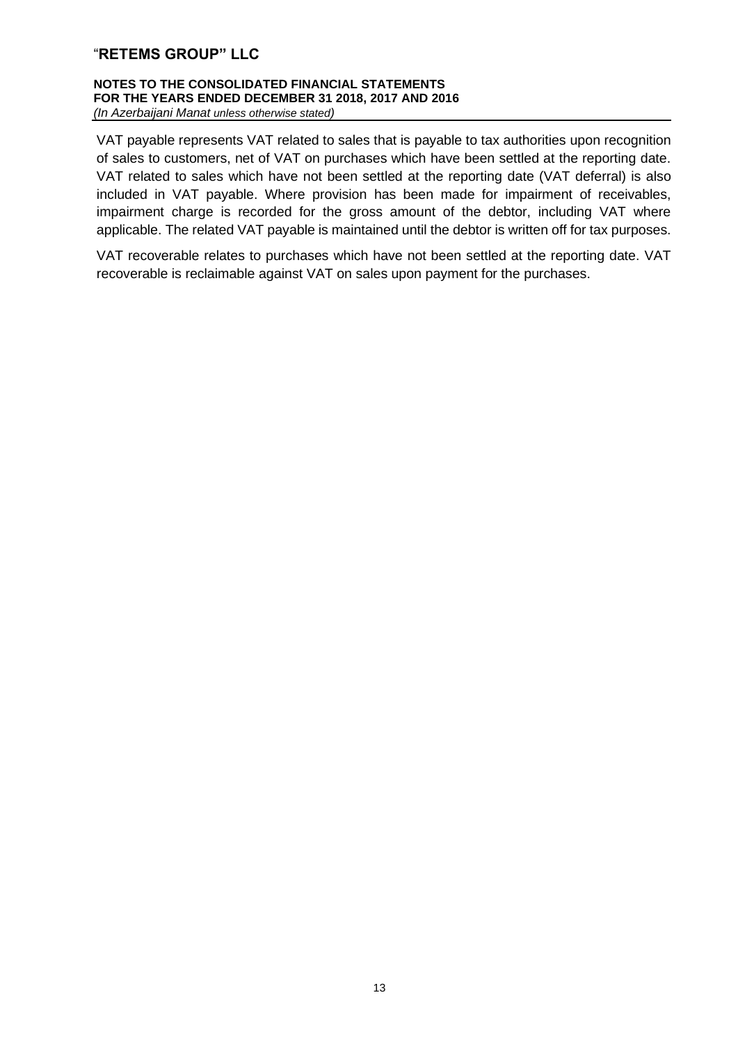VAT payable represents VAT related to sales that is payable to tax authorities upon recognition of sales to customers, net of VAT on purchases which have been settled at the reporting date. VAT related to sales which have not been settled at the reporting date (VAT deferral) is also included in VAT payable. Where provision has been made for impairment of receivables, impairment charge is recorded for the gross amount of the debtor, including VAT where applicable. The related VAT payable is maintained until the debtor is written off for tax purposes.

VAT recoverable relates to purchases which have not been settled at the reporting date. VAT recoverable is reclaimable against VAT on sales upon payment for the purchases.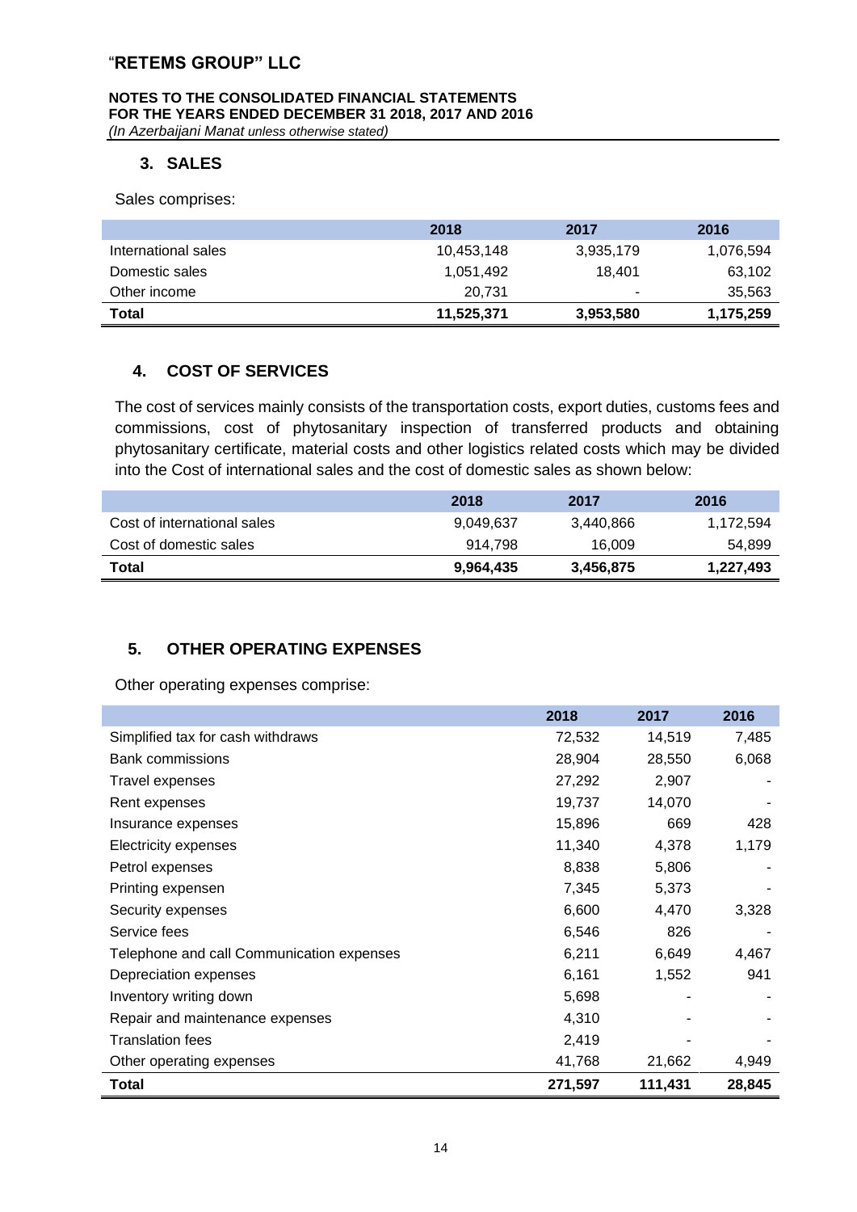## 3. SALES

Sales comprises:

| | 2018 | 2017 | 2016 |
|---|---|---|---|
| International sales | 10,453,148 | 3,935,179 | 1,076,594 |
| Domestic sales | 1,051,492 | 18,401 | 63,102 |
| Other income | 20,731 | - | 35,563 |
| **Total** | **11,525,371** | **3,953,580** | **1,175,259** |

## 4. COST OF SERVICES

The cost of services mainly consists of the transportation costs, export duties, customs fees and commissions, cost of phytosanitary inspection of transferred products and obtaining phytosanitary certificate, material costs and other logistics related costs which may be divided into the Cost of international sales and the cost of domestic sales as shown below:

| | 2018 | 2017 | 2016 |
|---|---|---|---|
| Cost of international sales | 9,049,637 | 3,440,866 | 1,172,594 |
| Cost of domestic sales | 914,798 | 16,009 | 54,899 |
| **Total** | **9,964,435** | **3,456,875** | **1,227,493** |

## 5. OTHER OPERATING EXPENSES

Other operating expenses comprise:

| | 2018 | 2017 | 2016 |
|---|---|---|---|
| Simplified tax for cash withdraws | 72,532 | 14,519 | 7,485 |
| Bank commissions | 28,904 | 28,550 | 6,068 |
| Travel expenses | 27,292 | 2,907 | - |
| Rent expenses | 19,737 | 14,070 | - |
| Insurance expenses | 15,896 | 669 | 428 |
| Electricity expenses | 11,340 | 4,378 | 1,179 |
| Petrol expenses | 8,838 | 5,806 | - |
| Printing expensen | 7,345 | 5,373 | - |
| Security expenses | 6,600 | 4,470 | 3,328 |
| Service fees | 6,546 | 826 | - |
| Telephone and call Communication expenses | 6,211 | 6,649 | 4,467 |
| Depreciation expenses | 6,161 | 1,552 | 941 |
| Inventory writing down | 5,698 | - | - |
| Repair and maintenance expenses | 4,310 | - | - |
| Translation fees | 2,419 | - | - |
| Other operating expenses | 41,768 | 21,662 | 4,949 |
| **Total** | **271,597** | **111,431** | **28,845** |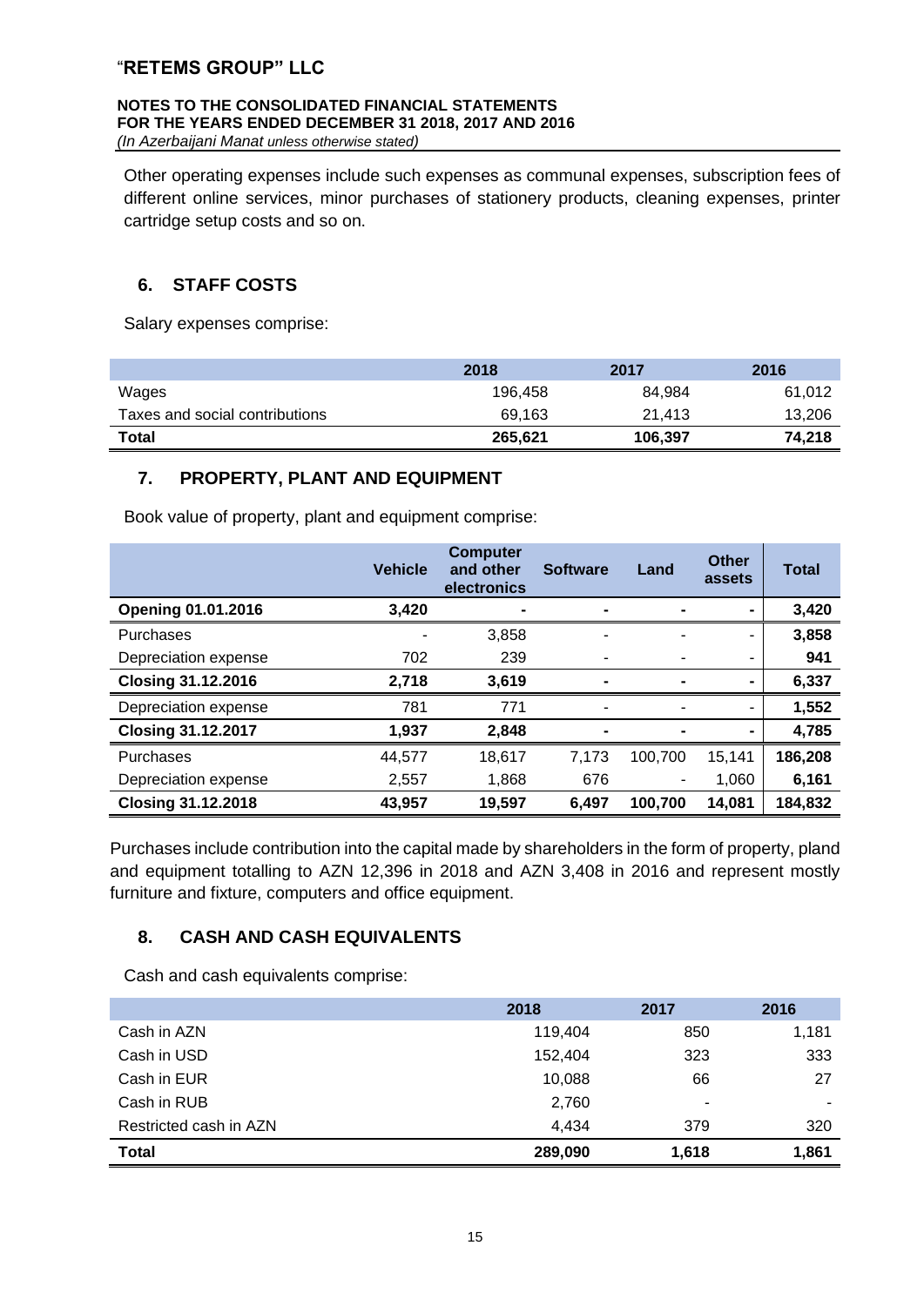Other operating expenses include such expenses as communal expenses, subscription fees of different online services, minor purchases of stationery products, cleaning expenses, printer cartridge setup costs and so on.

## 6. STAFF COSTS

Salary expenses comprise:

| | 2018 | 2017 | 2016 |
|---|---|---|---|
| Wages | 196,458 | 84,984 | 61,012 |
| Taxes and social contributions | 69,163 | 21,413 | 13,206 |
| **Total** | **265,621** | **106,397** | **74,218** |

## 7. PROPERTY, PLANT AND EQUIPMENT

Book value of property, plant and equipment comprise:

| | Vehicle | Computer and other electronics | Software | Land | Other assets | Total |
|---|---|---|---|---|---|---|
| **Opening 01.01.2016** | **3,420** | **-** | **-** | **-** | **-** | **3,420** |
| Purchases | - | 3,858 | - | - | - | **3,858** |
| Depreciation expense | 702 | 239 | - | - | - | **941** |
| **Closing 31.12.2016** | **2,718** | **3,619** | **-** | **-** | **-** | **6,337** |
| Depreciation expense | 781 | 771 | - | - | - | **1,552** |
| **Closing 31.12.2017** | **1,937** | **2,848** | **-** | **-** | **-** | **4,785** |
| Purchases | 44,577 | 18,617 | 7,173 | 100,700 | 15,141 | **186,208** |
| Depreciation expense | 2,557 | 1,868 | 676 | - | 1,060 | **6,161** |
| **Closing 31.12.2018** | **43,957** | **19,597** | **6,497** | **100,700** | **14,081** | **184,832** |

Purchases include contribution into the capital made by shareholders in the form of property, pland and equipment totalling to AZN 12,396 in 2018 and AZN 3,408 in 2016 and represent mostly furniture and fixture, computers and office equipment.

## 8. CASH AND CASH EQUIVALENTS

Cash and cash equivalents comprise:

| | 2018 | 2017 | 2016 |
|---|---|---|---|
| Cash in AZN | 119,404 | 850 | 1,181 |
| Cash in USD | 152,404 | 323 | 333 |
| Cash in EUR | 10,088 | 66 | 27 |
| Cash in RUB | 2,760 | - | - |
| Restricted cash in AZN | 4,434 | 379 | 320 |
| **Total** | **289,090** | **1,618** | **1,861** |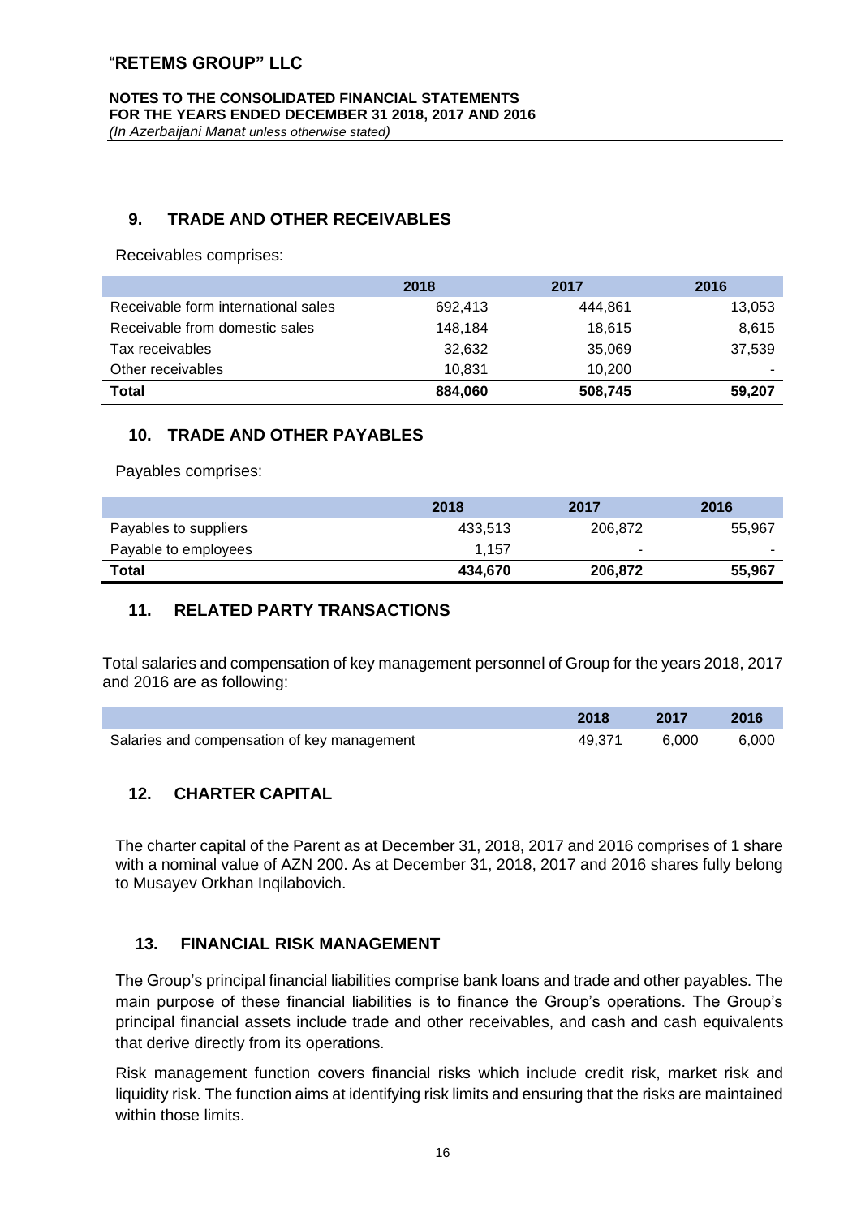## 9. TRADE AND OTHER RECEIVABLES

Receivables comprises:

| | 2018 | 2017 | 2016 |
|---|---|---|---|
| Receivable form international sales | 692,413 | 444,861 | 13,053 |
| Receivable from domestic sales | 148,184 | 18,615 | 8,615 |
| Tax receivables | 32,632 | 35,069 | 37,539 |
| Other receivables | 10,831 | 10,200 | - |
| **Total** | **884,060** | **508,745** | **59,207** |

## 10. TRADE AND OTHER PAYABLES

Payables comprises:

| | 2018 | 2017 | 2016 |
|---|---|---|---|
| Payables to suppliers | 433,513 | 206,872 | 55,967 |
| Payable to employees | 1,157 | - | - |
| **Total** | **434,670** | **206,872** | **55,967** |

## 11. RELATED PARTY TRANSACTIONS

Total salaries and compensation of key management personnel of Group for the years 2018, 2017 and 2016 are as following:

| | 2018 | 2017 | 2016 |
|---|---|---|---|
| Salaries and compensation of key management | 49,371 | 6,000 | 6,000 |

## 12. CHARTER CAPITAL

The charter capital of the Parent as at December 31, 2018, 2017 and 2016 comprises of 1 share with a nominal value of AZN 200. As at December 31, 2018, 2017 and 2016 shares fully belong to Musayev Orkhan Inqilabovich.

## 13. FINANCIAL RISK MANAGEMENT

The Group's principal financial liabilities comprise bank loans and trade and other payables. The main purpose of these financial liabilities is to finance the Group's operations. The Group's principal financial assets include trade and other receivables, and cash and cash equivalents that derive directly from its operations.

Risk management function covers financial risks which include credit risk, market risk and liquidity risk. The function aims at identifying risk limits and ensuring that the risks are maintained within those limits.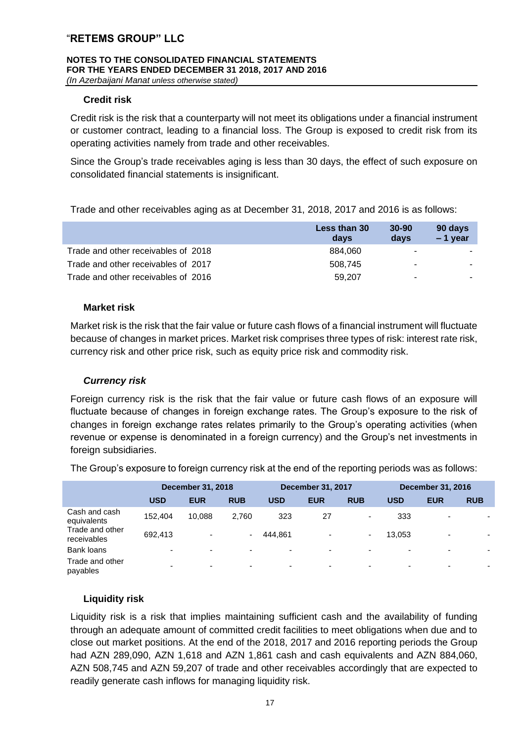### Credit risk

Credit risk is the risk that a counterparty will not meet its obligations under a financial instrument or customer contract, leading to a financial loss. The Group is exposed to credit risk from its operating activities namely from trade and other receivables.

Since the Group's trade receivables aging is less than 30 days, the effect of such exposure on consolidated financial statements is insignificant.

Trade and other receivables aging as at December 31, 2018, 2017 and 2016 is as follows:

| | Less than 30 days | 30-90 days | 90 days – 1 year |
|---|---|---|---|
| Trade and other receivables of 2018 | 884,060 | - | - |
| Trade and other receivables of 2017 | 508,745 | - | - |
| Trade and other receivables of 2016 | 59,207 | - | - |

### Market risk

Market risk is the risk that the fair value or future cash flows of a financial instrument will fluctuate because of changes in market prices. Market risk comprises three types of risk: interest rate risk, currency risk and other price risk, such as equity price risk and commodity risk.

#### *Currency risk*

Foreign currency risk is the risk that the fair value or future cash flows of an exposure will fluctuate because of changes in foreign exchange rates. The Group's exposure to the risk of changes in foreign exchange rates relates primarily to the Group's operating activities (when revenue or expense is denominated in a foreign currency) and the Group's net investments in foreign subsidiaries.

The Group's exposure to foreign currency risk at the end of the reporting periods was as follows:

| | December 31, 2018 | | | December 31, 2017 | | | December 31, 2016 | | |
|---|---|---|---|---|---|---|---|---|---|
| | USD | EUR | RUB | USD | EUR | RUB | USD | EUR | RUB |
| Cash and cash equivalents | 152,404 | 10,088 | 2,760 | 323 | 27 | - | 333 | - | - |
| Trade and other receivables | 692,413 | - | - | 444,861 | - | - | 13,053 | - | - |
| Bank loans | - | - | - | - | - | - | - | - | - |
| Trade and other payables | - | - | - | - | - | - | - | - | - |

### Liquidity risk

Liquidity risk is a risk that implies maintaining sufficient cash and the availability of funding through an adequate amount of committed credit facilities to meet obligations when due and to close out market positions. At the end of the 2018, 2017 and 2016 reporting periods the Group had AZN 289,090, AZN 1,618 and AZN 1,861 cash and cash equivalents and AZN 884,060, AZN 508,745 and AZN 59,207 of trade and other receivables accordingly that are expected to readily generate cash inflows for managing liquidity risk.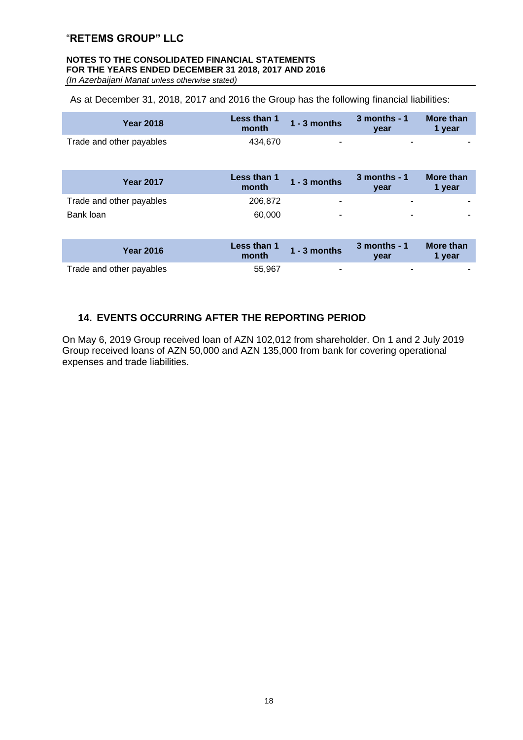As at December 31, 2018, 2017 and 2016 the Group has the following financial liabilities:

| Year 2018 | Less than 1 month | 1 - 3 months | 3 months - 1 year | More than 1 year |
|---|---|---|---|---|
| Trade and other payables | 434,670 | - | - | - |

| Year 2017 | Less than 1 month | 1 - 3 months | 3 months - 1 year | More than 1 year |
|---|---|---|---|---|
| Trade and other payables | 206,872 | - | - | - |
| Bank loan | 60,000 | - | - | - |

| Year 2016 | Less than 1 month | 1 - 3 months | 3 months - 1 year | More than 1 year |
|---|---|---|---|---|
| Trade and other payables | 55,967 | - | - | - |

## 14. EVENTS OCCURRING AFTER THE REPORTING PERIOD

On May 6, 2019 Group received loan of AZN 102,012 from shareholder. On 1 and 2 July 2019 Group received loans of AZN 50,000 and AZN 135,000 from bank for covering operational expenses and trade liabilities.